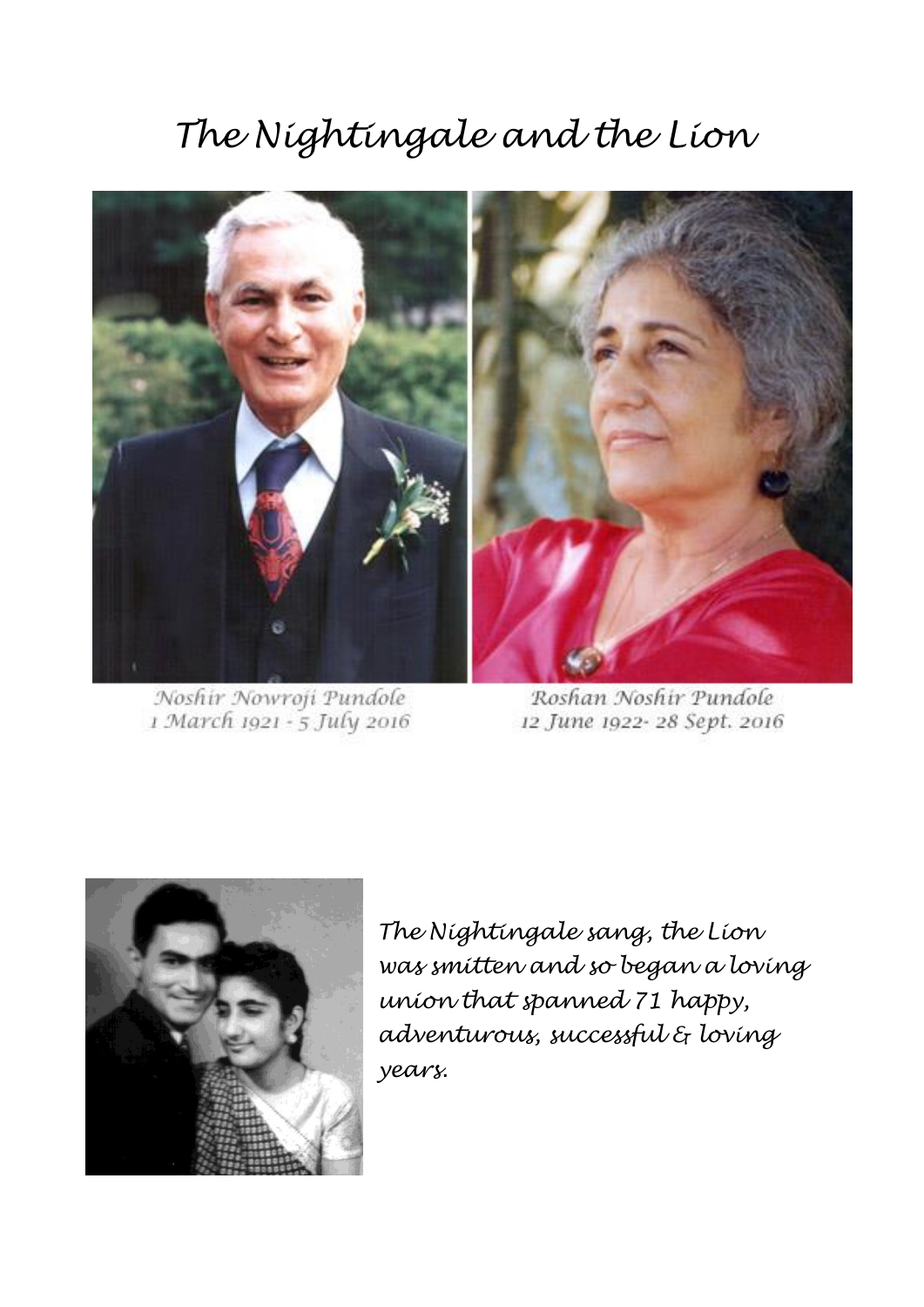# The Nightingale and the Lion

Noshir Nowroji Pundole
1 March 1921 - 5 July 2016

Roshan Noshir Pundole
12 June 1922- 28 Sept. 2016

*The Nightingale sang, the Lion was smitten and so began a loving union that spanned 71 happy, adventurous, successful & loving years.*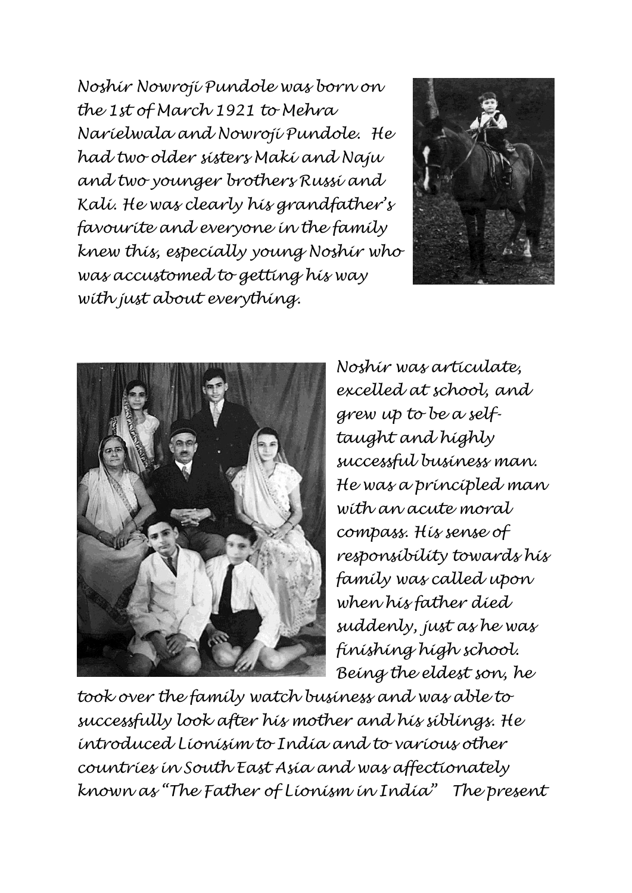*Noshir Nowroji Pundole was born on the 1st of March 1921 to Mehra Narielwala and Nowroji Pundole. He had two older sisters Maki and Naju and two younger brothers Russi and Kali. He was clearly his grandfather's favourite and everyone in the family knew this, especially young Noshir who was accustomed to getting his way with just about everything.*

*Noshir was articulate, excelled at school, and grew up to be a self-taught and highly successful business man. He was a principled man with an acute moral compass. His sense of responsibility towards his family was called upon when his father died suddenly, just as he was finishing high school. Being the eldest son, he took over the family watch business and was able to successfully look after his mother and his siblings. He introduced Lionisim to India and to various other countries in South East Asia and was affectionately known as "The Father of Lionism in India" The present*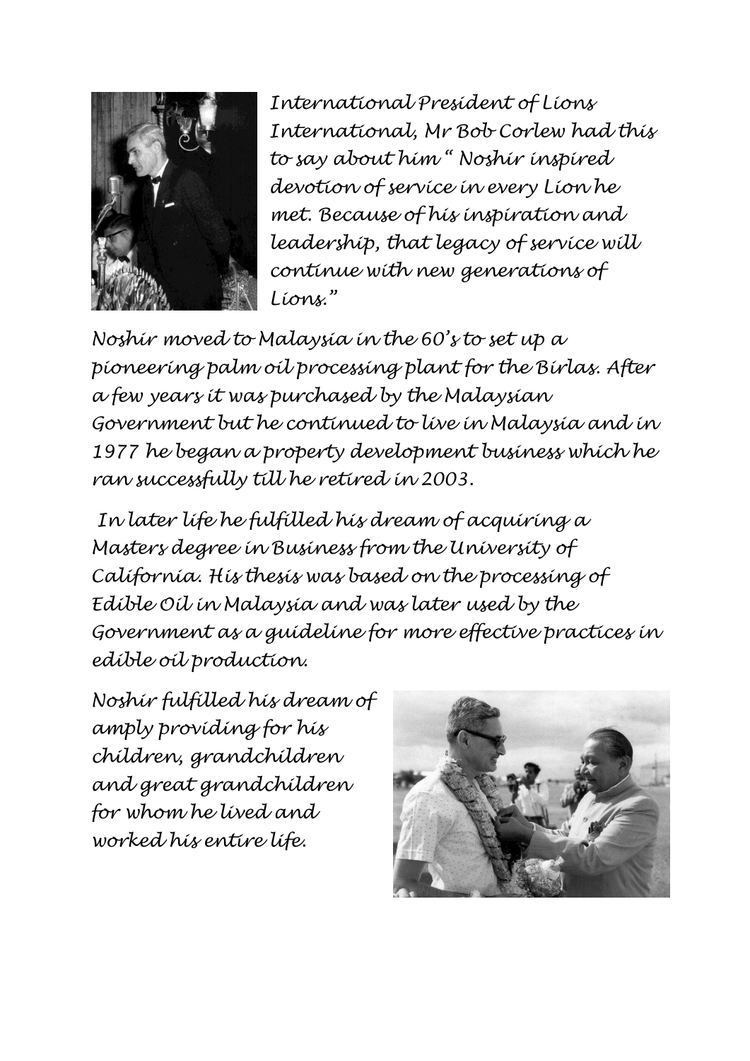International President of Lions International, Mr Bob Corlew had this to say about him " Noshir inspired devotion of service in every Lion he met. Because of his inspiration and leadership, that legacy of service will continue with new generations of Lions."

Noshir moved to Malaysia in the 60's to set up a pioneering palm oil processing plant for the Birlas. After a few years it was purchased by the Malaysian Government but he continued to live in Malaysia and in 1977 he began a property development business which he ran successfully till he retired in 2003.

In later life he fulfilled his dream of acquiring a Masters degree in Business from the University of California. His thesis was based on the processing of Edible Oil in Malaysia and was later used by the Government as a guideline for more effective practices in edible oil production.

Noshir fulfilled his dream of amply providing for his children, grandchildren and great grandchildren for whom he lived and worked his entire life.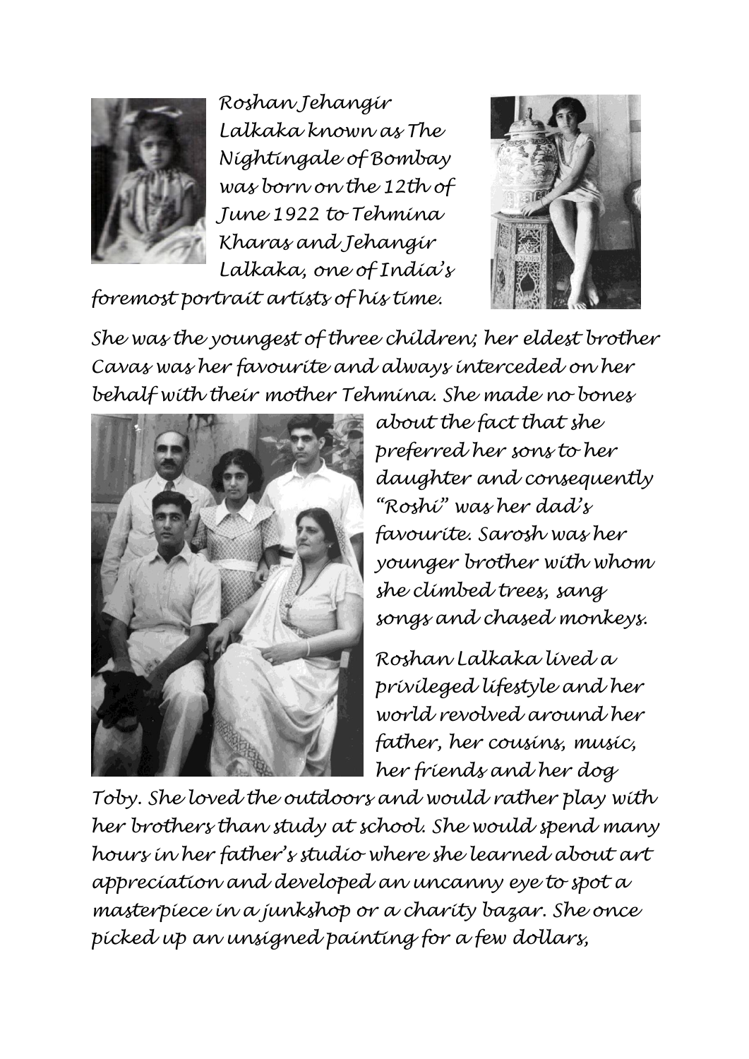*Roshan Jehangir Lalkaka known as The Nightingale of Bombay was born on the 12th of June 1922 to Tehmina Kharas and Jehangir Lalkaka, one of India's foremost portrait artists of his time.*

*She was the youngest of three children; her eldest brother Cavas was her favourite and always interceded on her behalf with their mother Tehmina. She made no bones about the fact that she preferred her sons to her daughter and consequently "Roshi" was her dad's favourite. Sarosh was her younger brother with whom she climbed trees, sang songs and chased monkeys.*

*Roshan Lalkaka lived a privileged lifestyle and her world revolved around her father, her cousins, music, her friends and her dog Toby. She loved the outdoors and would rather play with her brothers than study at school. She would spend many hours in her father's studio where she learned about art appreciation and developed an uncanny eye to spot a masterpiece in a junkshop or a charity bazar. She once picked up an unsigned painting for a few dollars,*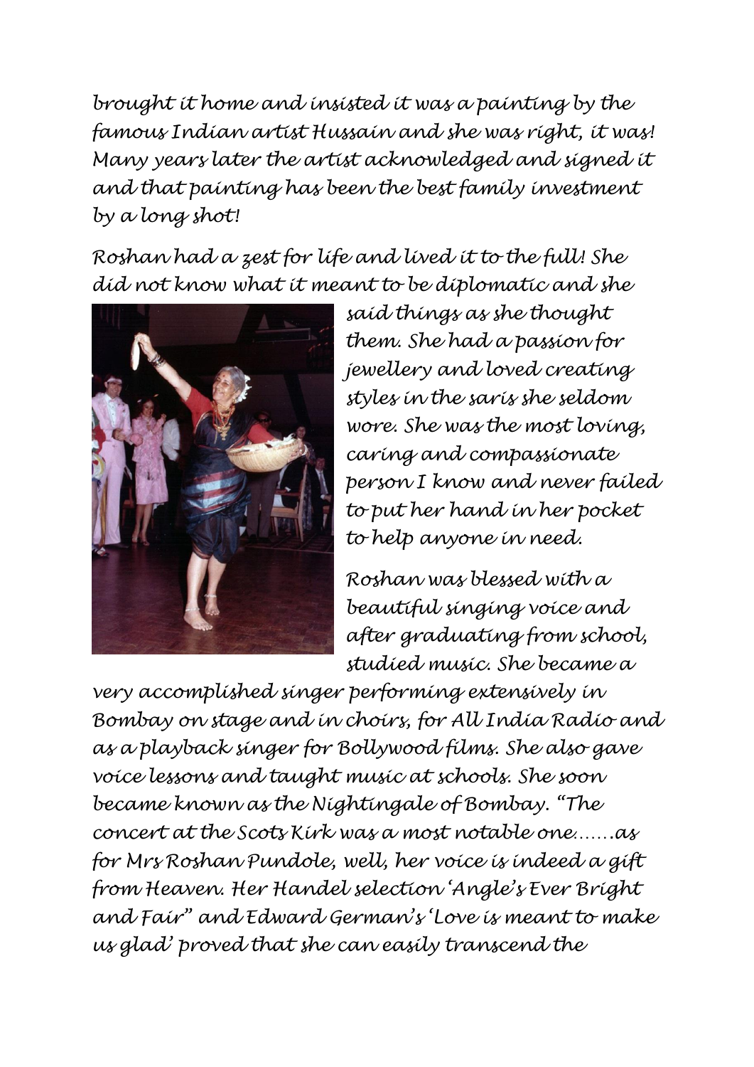*brought it home and insisted it was a painting by the famous Indian artist Hussain and she was right, it was! Many years later the artist acknowledged and signed it and that painting has been the best family investment by a long shot!*

*Roshan had a zest for life and lived it to the full! She did not know what it meant to be diplomatic and she said things as she thought them. She had a passion for jewellery and loved creating styles in the saris she seldom wore. She was the most loving, caring and compassionate person I know and never failed to put her hand in her pocket to help anyone in need.*

*Roshan was blessed with a beautiful singing voice and after graduating from school, studied music. She became a very accomplished singer performing extensively in Bombay on stage and in choirs, for All India Radio and as a playback singer for Bollywood films. She also gave voice lessons and taught music at schools. She soon became known as the Nightingale of Bombay. "The concert at the Scots Kirk was a most notable one…….as for Mrs Roshan Pundole, well, her voice is indeed a gift from Heaven. Her Handel selection 'Angle's Ever Bright and Fair" and Edward German's 'Love is meant to make us glad' proved that she can easily transcend the*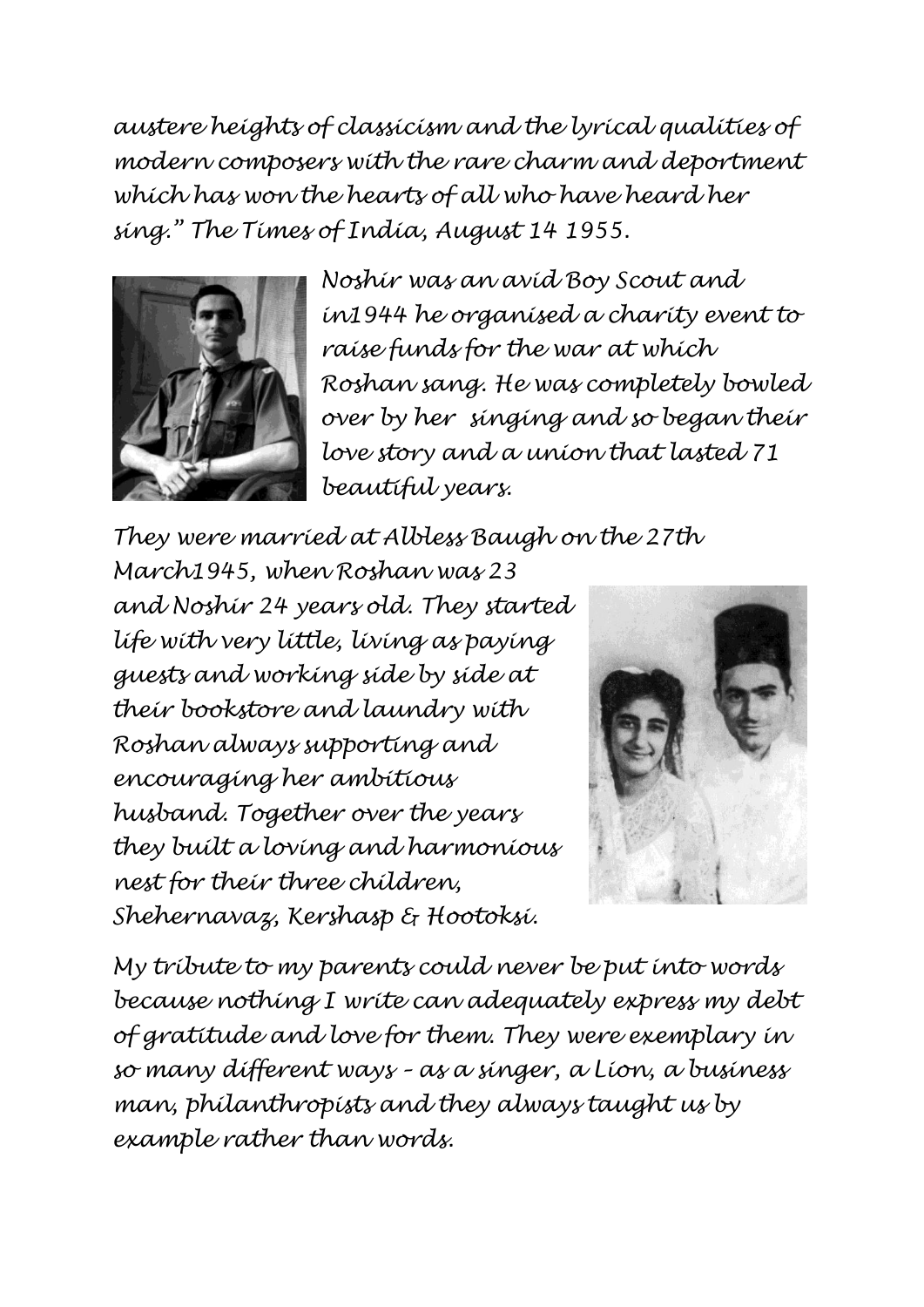*austere heights of classicism and the lyrical qualities of modern composers with the rare charm and deportment which has won the hearts of all who have heard her sing." The Times of India, August 14 1955.*

*Noshir was an avid Boy Scout and in1944 he organised a charity event to raise funds for the war at which Roshan sang. He was completely bowled over by her singing and so began their love story and a union that lasted 71 beautiful years.*

*They were married at Albless Baugh on the 27th March1945, when Roshan was 23 and Noshir 24 years old. They started life with very little, living as paying guests and working side by side at their bookstore and laundry with Roshan always supporting and encouraging her ambitious husband. Together over the years they built a loving and harmonious nest for their three children, Shehernavaz, Kershasp & Hootoksi.*

*My tribute to my parents could never be put into words because nothing I write can adequately express my debt of gratitude and love for them. They were exemplary in so many different ways – as a singer, a Lion, a business man, philanthropists and they always taught us by example rather than words.*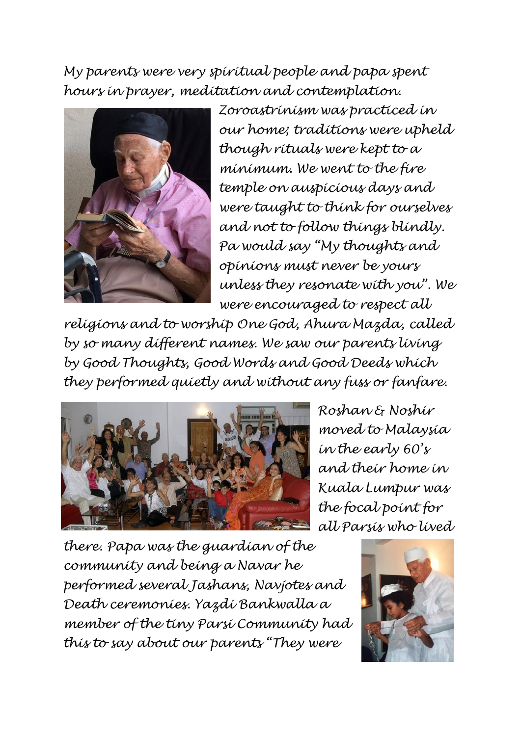My parents were very spiritual people and papa spent hours in prayer, meditation and contemplation. Zoroastrinism was practiced in our home; traditions were upheld though rituals were kept to a minimum. We went to the fire temple on auspicious days and were taught to think for ourselves and not to follow things blindly. Pa would say "My thoughts and opinions must never be yours unless they resonate with you". We were encouraged to respect all religions and to worship One God, Ahura Mazda, called by so many different names. We saw our parents living by Good Thoughts, Good Words and Good Deeds which they performed quietly and without any fuss or fanfare.

Roshan & Noshir moved to Malaysia in the early 60's and their home in Kuala Lumpur was the focal point for all Parsis who lived there. Papa was the guardian of the community and being a Navar he performed several Jashans, Navjotes and Death ceremonies. Yazdi Bankwalla a member of the tiny Parsi Community had this to say about our parents "They were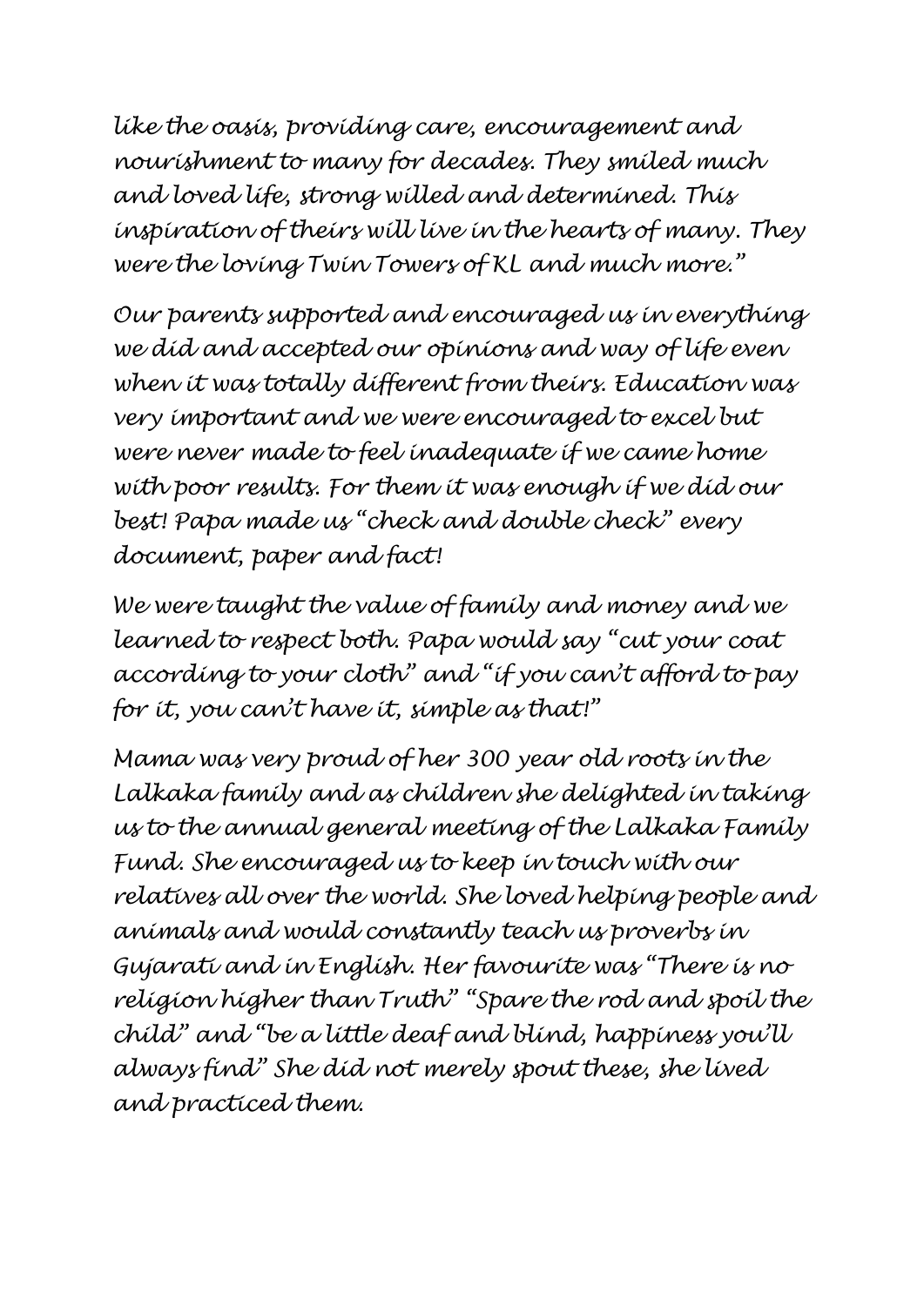like the oasis, providing care, encouragement and nourishment to many for decades. They smiled much and loved life, strong willed and determined. This inspiration of theirs will live in the hearts of many. They were the loving Twin Towers of KL and much more."

Our parents supported and encouraged us in everything we did and accepted our opinions and way of life even when it was totally different from theirs. Education was very important and we were encouraged to excel but were never made to feel inadequate if we came home with poor results. For them it was enough if we did our best! Papa made us "check and double check" every document, paper and fact!

We were taught the value of family and money and we learned to respect both. Papa would say "cut your coat according to your cloth" and "if you can't afford to pay for it, you can't have it, simple as that!"

Mama was very proud of her 300 year old roots in the Lalkaka family and as children she delighted in taking us to the annual general meeting of the Lalkaka Family Fund. She encouraged us to keep in touch with our relatives all over the world. She loved helping people and animals and would constantly teach us proverbs in Gujarati and in English. Her favourite was "There is no religion higher than Truth" "Spare the rod and spoil the child" and "be a little deaf and blind, happiness you'll always find" She did not merely spout these, she lived and practiced them.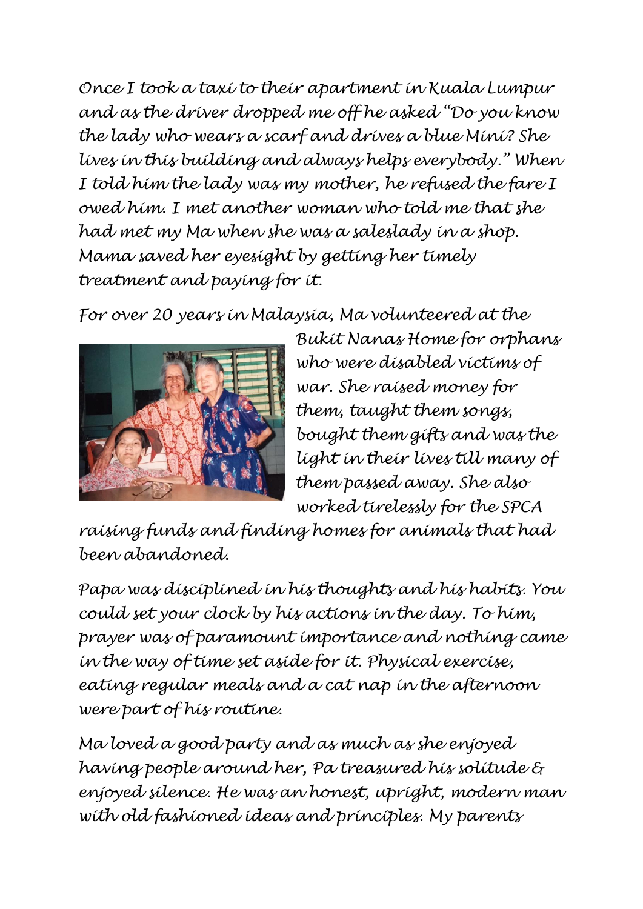Once I took a taxi to their apartment in Kuala Lumpur and as the driver dropped me off he asked "Do you know the lady who wears a scarf and drives a blue Mini? She lives in this building and always helps everybody." When I told him the lady was my mother, he refused the fare I owed him. I met another woman who told me that she had met my Ma when she was a saleslady in a shop. Mama saved her eyesight by getting her timely treatment and paying for it.

For over 20 years in Malaysia, Ma volunteered at the Bukit Nanas Home for orphans who were disabled victims of war. She raised money for them, taught them songs, bought them gifts and was the light in their lives till many of them passed away. She also worked tirelessly for the SPCA raising funds and finding homes for animals that had been abandoned.

Papa was disciplined in his thoughts and his habits. You could set your clock by his actions in the day. To him, prayer was of paramount importance and nothing came in the way of time set aside for it. Physical exercise, eating regular meals and a cat nap in the afternoon were part of his routine.

Ma loved a good party and as much as she enjoyed having people around her, Pa treasured his solitude & enjoyed silence. He was an honest, upright, modern man with old fashioned ideas and principles. My parents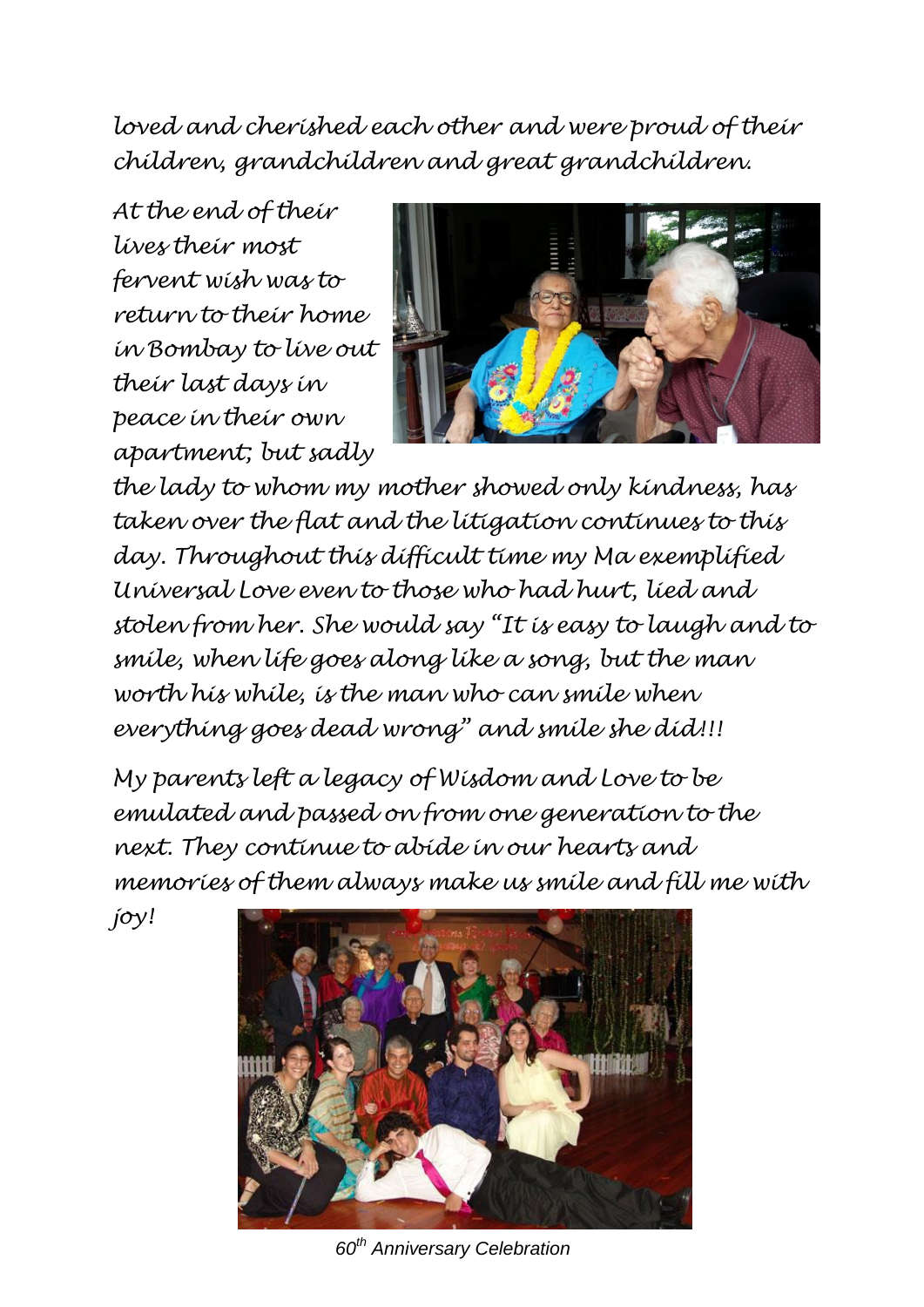*loved and cherished each other and were proud of their children, grandchildren and great grandchildren.*

*At the end of their lives their most fervent wish was to return to their home in Bombay to live out their last days in peace in their own apartment; but sadly the lady to whom my mother showed only kindness, has taken over the flat and the litigation continues to this day. Throughout this difficult time my Ma exemplified Universal Love even to those who had hurt, lied and stolen from her. She would say "It is easy to laugh and to smile, when life goes along like a song, but the man worth his while, is the man who can smile when everything goes dead wrong" and smile she did!!!*

*My parents left a legacy of Wisdom and Love to be emulated and passed on from one generation to the next. They continue to abide in our hearts and memories of them always make us smile and fill me with joy!*

*60th Anniversary Celebration*